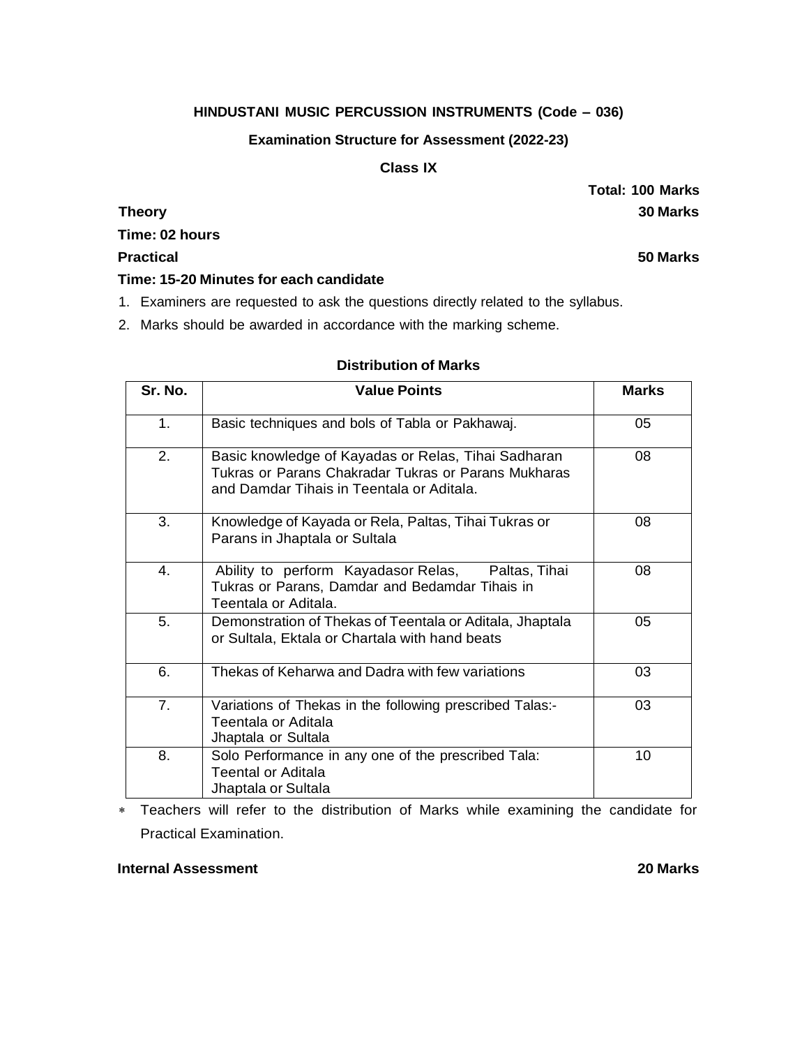**HINDUSTANI MUSIC PERCUSSION INSTRUMENTS (Code – 036)**

**Examination Structure for Assessment (2022-23)**

**Class IX**

**Total: 100 Marks**

**Theory** **30 Marks**

**Time: 02 hours**

**Practical** **50 Marks**

**Time: 15-20 Minutes for each candidate**

1. Examiners are requested to ask the questions directly related to the syllabus.
2. Marks should be awarded in accordance with the marking scheme.

**Distribution of Marks**

| Sr. No. | Value Points | Marks |
|---|---|---|
| 1. | Basic techniques and bols of Tabla or Pakhawaj. | 05 |
| 2. | Basic knowledge of Kayadas or Relas, Tihai Sadharan Tukras or Parans Chakradar Tukras or Parans Mukharas and Damdar Tihais in Teentala or Aditala. | 08 |
| 3. | Knowledge of Kayada or Rela, Paltas, Tihai Tukras or Parans in Jhaptala or Sultala | 08 |
| 4. | Ability to perform Kayadasor Relas, Paltas, Tihai Tukras or Parans, Damdar and Bedamdar Tihais in Teentala or Aditala. | 08 |
| 5. | Demonstration of Thekas of Teentala or Aditala, Jhaptala or Sultala, Ektala or Chartala with hand beats | 05 |
| 6. | Thekas of Keharwa and Dadra with few variations | 03 |
| 7. | Variations of Thekas in the following prescribed Talas:- Teentala or Aditala Jhaptala or Sultala | 03 |
| 8. | Solo Performance in any one of the prescribed Tala: Teental or Aditala Jhaptala or Sultala | 10 |

* Teachers will refer to the distribution of Marks while examining the candidate for Practical Examination.

**Internal Assessment** **20 Marks**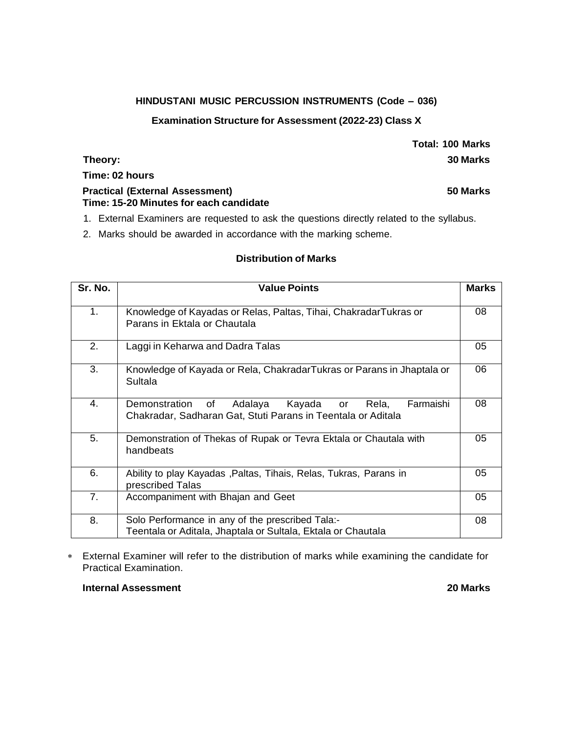**HINDUSTANI MUSIC PERCUSSION INSTRUMENTS (Code – 036)**

**Examination Structure for Assessment (2022-23) Class X**

**Total: 100 Marks**

**Theory:** **30 Marks**

**Time: 02 hours**

**Practical (External Assessment)** **50 Marks**

**Time: 15-20 Minutes for each candidate**

1. External Examiners are requested to ask the questions directly related to the syllabus.
2. Marks should be awarded in accordance with the marking scheme.

**Distribution of Marks**

| Sr. No. | Value Points | Marks |
|---|---|---|
| 1. | Knowledge of Kayadas or Relas, Paltas, Tihai, ChakradarTukras or Parans in Ektala or Chautala | 08 |
| 2. | Laggi in Keharwa and Dadra Talas | 05 |
| 3. | Knowledge of Kayada or Rela, ChakradarTukras or Parans in Jhaptala or Sultala | 06 |
| 4. | Demonstration of Adalaya Kayada or Rela, Farmaishi Chakradar, Sadharan Gat, Stuti Parans in Teentala or Aditala | 08 |
| 5. | Demonstration of Thekas of Rupak or Tevra Ektala or Chautala with handbeats | 05 |
| 6. | Ability to play Kayadas ,Paltas, Tihais, Relas, Tukras, Parans in prescribed Talas | 05 |
| 7. | Accompaniment with Bhajan and Geet | 05 |
| 8. | Solo Performance in any of the prescribed Tala:- Teentala or Aditala, Jhaptala or Sultala, Ektala or Chautala | 08 |

- External Examiner will refer to the distribution of marks while examining the candidate for Practical Examination.

**Internal Assessment** **20 Marks**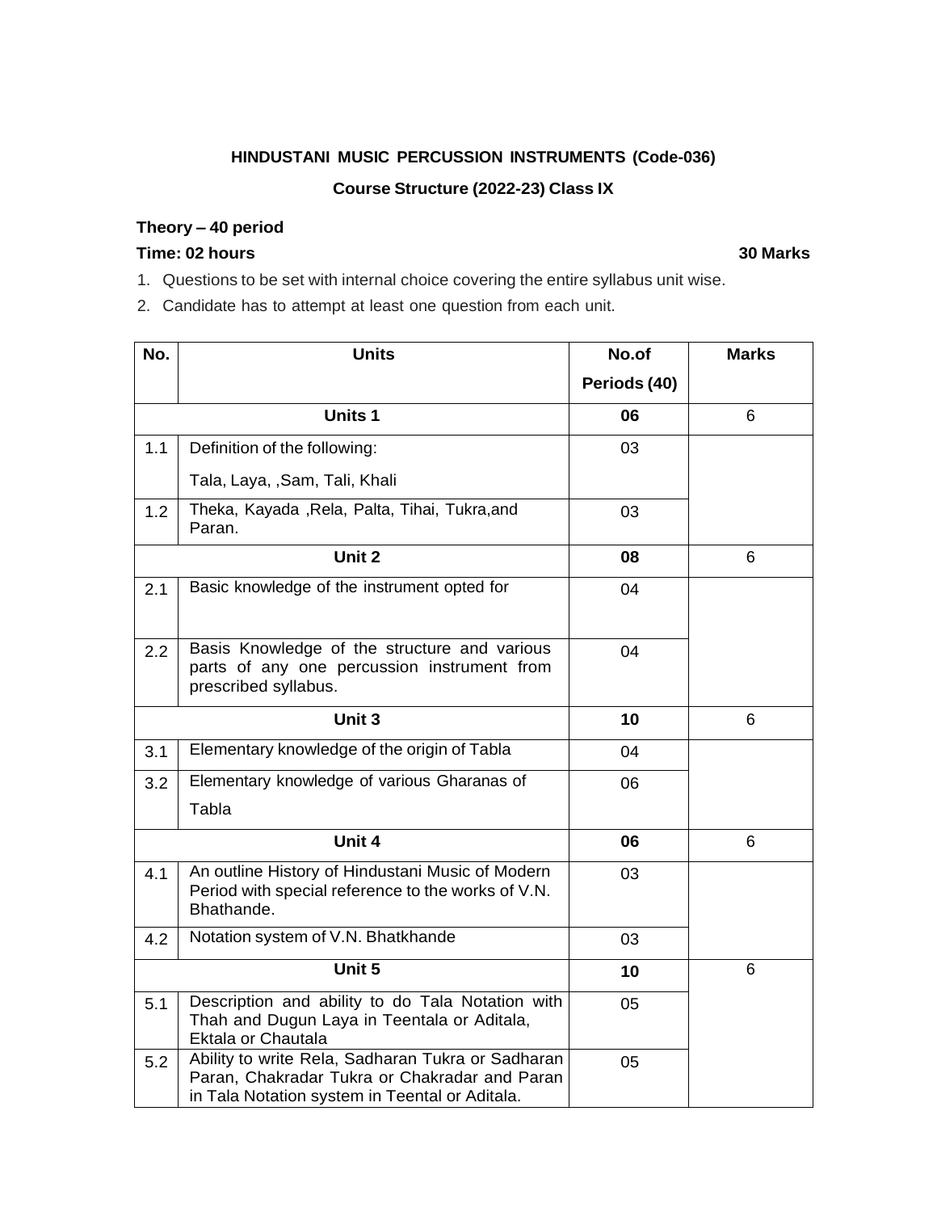**HINDUSTANI MUSIC PERCUSSION INSTRUMENTS (Code-036)**

**Course Structure (2022-23) Class IX**

**Theory – 40 period**

**Time: 02 hours** **30 Marks**

1. Questions to be set with internal choice covering the entire syllabus unit wise.
2. Candidate has to attempt at least one question from each unit.

| No. | Units | No.of Periods (40) | Marks |
|---|---|---|---|
| | **Units 1** | **06** | 6 |
| 1.1 | Definition of the following:<br>Tala, Laya, ,Sam, Tali, Khali | 03 | |
| 1.2 | Theka, Kayada ,Rela, Palta, Tihai, Tukra,and Paran. | 03 | |
| | **Unit 2** | **08** | 6 |
| 2.1 | Basic knowledge of the instrument opted for | 04 | |
| 2.2 | Basis Knowledge of the structure and various parts of any one percussion instrument from prescribed syllabus. | 04 | |
| | **Unit 3** | **10** | 6 |
| 3.1 | Elementary knowledge of the origin of Tabla | 04 | |
| 3.2 | Elementary knowledge of various Gharanas of Tabla | 06 | |
| | **Unit 4** | **06** | 6 |
| 4.1 | An outline History of Hindustani Music of Modern Period with special reference to the works of V.N. Bhathande. | 03 | |
| 4.2 | Notation system of V.N. Bhatkhande | 03 | |
| | **Unit 5** | **10** | 6 |
| 5.1 | Description and ability to do Tala Notation with Thah and Dugun Laya in Teentala or Aditala, Ektala or Chautala | 05 | |
| 5.2 | Ability to write Rela, Sadharan Tukra or Sadharan Paran, Chakradar Tukra or Chakradar and Paran in Tala Notation system in Teental or Aditala. | 05 | |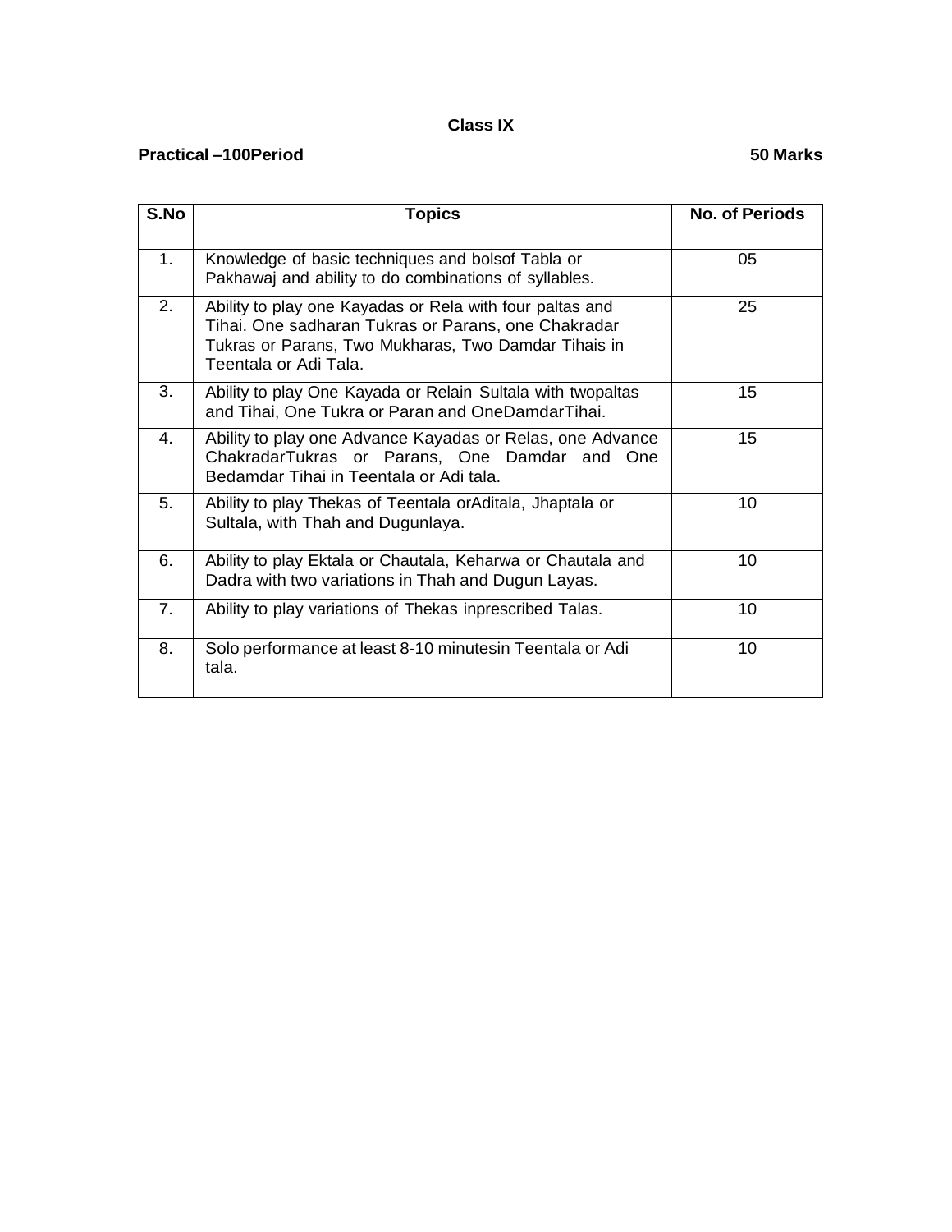**Class IX**

**Practical –100Period** **50 Marks**

| S.No | Topics | No. of Periods |
|---|---|---|
| 1. | Knowledge of basic techniques and bolsof Tabla or Pakhawaj and ability to do combinations of syllables. | 05 |
| 2. | Ability to play one Kayadas or Rela with four paltas and Tihai. One sadharan Tukras or Parans, one Chakradar Tukras or Parans, Two Mukharas, Two Damdar Tihais in Teentala or Adi Tala. | 25 |
| 3. | Ability to play One Kayada or Relain Sultala with twopaltas and Tihai, One Tukra or Paran and OneDamdarTihai. | 15 |
| 4. | Ability to play one Advance Kayadas or Relas, one Advance ChakradarTukras or Parans, One Damdar and One Bedamdar Tihai in Teentala or Adi tala. | 15 |
| 5. | Ability to play Thekas of Teentala orAditala, Jhaptala or Sultala, with Thah and Dugunlaya. | 10 |
| 6. | Ability to play Ektala or Chautala, Keharwa or Chautala and Dadra with two variations in Thah and Dugun Layas. | 10 |
| 7. | Ability to play variations of Thekas inprescribed Talas. | 10 |
| 8. | Solo performance at least 8-10 minutesin Teentala or Adi tala. | 10 |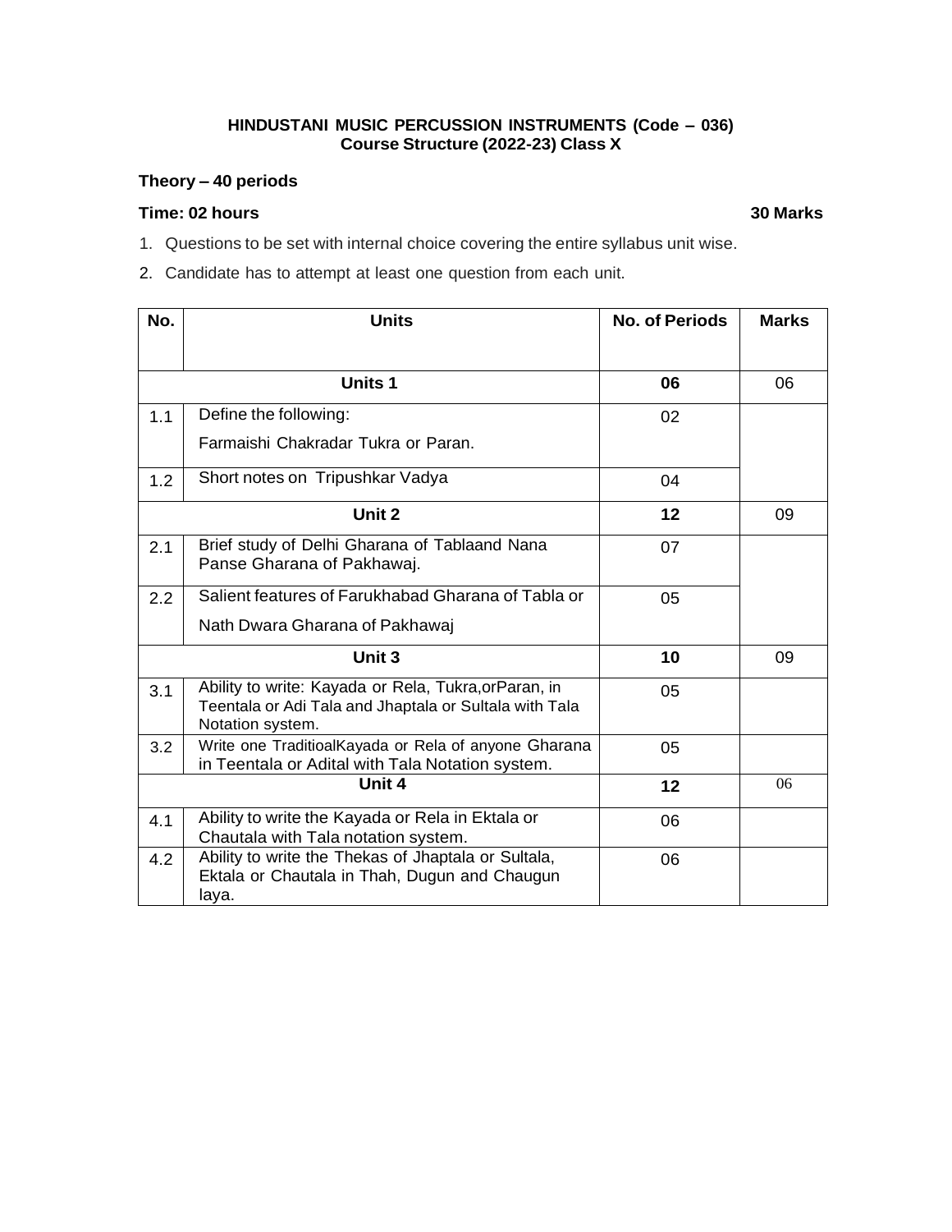**HINDUSTANI MUSIC PERCUSSION INSTRUMENTS (Code – 036)**
**Course Structure (2022-23) Class X**

**Theory – 40 periods**

**Time: 02 hours** **30 Marks**

1. Questions to be set with internal choice covering the entire syllabus unit wise.
2. Candidate has to attempt at least one question from each unit.

| No. | Units | No. of Periods | Marks |
|---|---|---|---|
| | **Units 1** | **06** | 06 |
| 1.1 | Define the following: Farmaishi Chakradar Tukra or Paran. | 02 | |
| 1.2 | Short notes on Tripushkar Vadya | 04 | |
| | **Unit 2** | **12** | 09 |
| 2.1 | Brief study of Delhi Gharana of Tablaand Nana Panse Gharana of Pakhawaj. | 07 | |
| 2.2 | Salient features of Farukhabad Gharana of Tabla or Nath Dwara Gharana of Pakhawaj | 05 | |
| | **Unit 3** | **10** | 09 |
| 3.1 | Ability to write: Kayada or Rela, Tukra,orParan, in Teentala or Adi Tala and Jhaptala or Sultala with Tala Notation system. | 05 | |
| 3.2 | Write one TraditioalKayada or Rela of anyone Gharana in Teentala or Adital with Tala Notation system. | 05 | |
| | **Unit 4** | **12** | 06 |
| 4.1 | Ability to write the Kayada or Rela in Ektala or Chautala with Tala notation system. | 06 | |
| 4.2 | Ability to write the Thekas of Jhaptala or Sultala, Ektala or Chautala in Thah, Dugun and Chaugun laya. | 06 | |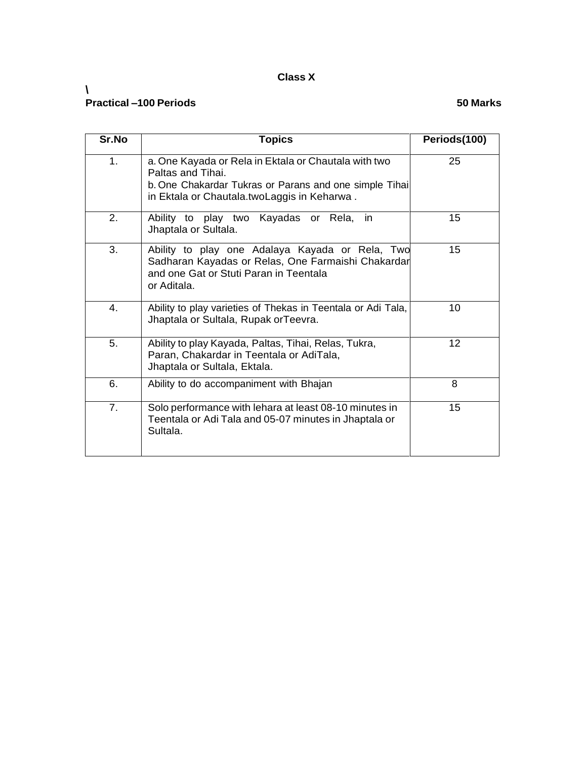**Class X**

\

**Practical –100 Periods** **50 Marks**

| Sr.No | Topics | Periods(100) |
|---|---|---|
| 1. | a. One Kayada or Rela in Ektala or Chautala with two Paltas and Tihai.<br>b. One Chakardar Tukras or Parans and one simple Tihai in Ektala or Chautala.twoLaggis in Keharwa . | 25 |
| 2. | Ability to play two Kayadas or Rela, in Jhaptala or Sultala. | 15 |
| 3. | Ability to play one Adalaya Kayada or Rela, Two Sadharan Kayadas or Relas, One Farmaishi Chakardar and one Gat or Stuti Paran in Teentala or Aditala. | 15 |
| 4. | Ability to play varieties of Thekas in Teentala or Adi Tala, Jhaptala or Sultala, Rupak orTeevra. | 10 |
| 5. | Ability to play Kayada, Paltas, Tihai, Relas, Tukra, Paran, Chakardar in Teentala or AdiTala, Jhaptala or Sultala, Ektala. | 12 |
| 6. | Ability to do accompaniment with Bhajan | 8 |
| 7. | Solo performance with lehara at least 08-10 minutes in Teentala or Adi Tala and 05-07 minutes in Jhaptala or Sultala. | 15 |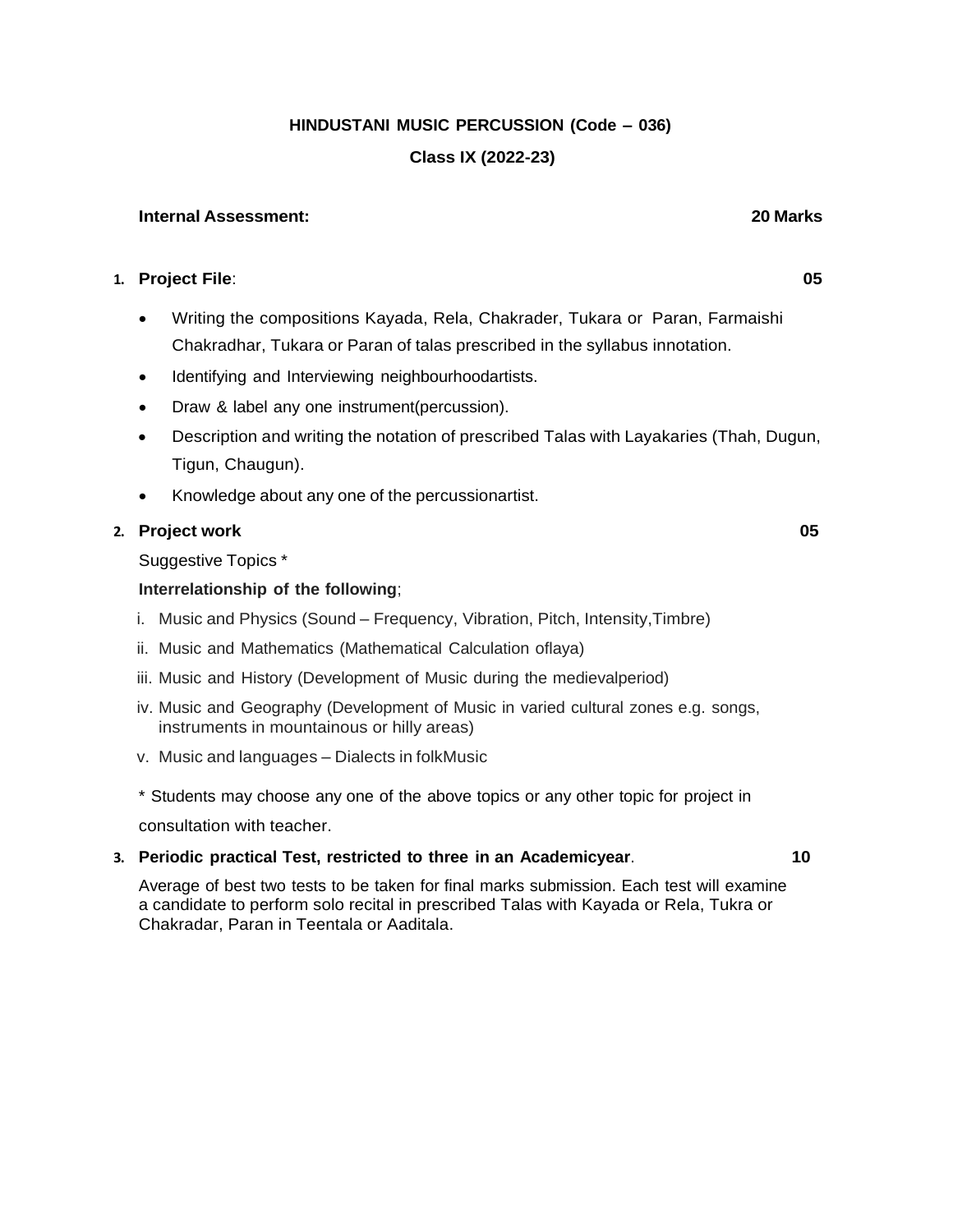**HINDUSTANI MUSIC PERCUSSION (Code – 036)**

**Class IX (2022-23)**

**Internal Assessment: 20 Marks**

1. **Project File**: **05**

- Writing the compositions Kayada, Rela, Chakrader, Tukara or Paran, Farmaishi Chakradhar, Tukara or Paran of talas prescribed in the syllabus innotation.
- Identifying and Interviewing neighbourhoodartists.
- Draw & label any one instrument(percussion).
- Description and writing the notation of prescribed Talas with Layakaries (Thah, Dugun, Tigun, Chaugun).
- Knowledge about any one of the percussionartist.

2. **Project work** **05**

Suggestive Topics *

**Interrelationship of the following**;

i. Music and Physics (Sound – Frequency, Vibration, Pitch, Intensity,Timbre)

ii. Music and Mathematics (Mathematical Calculation oflaya)

iii. Music and History (Development of Music during the medievalperiod)

iv. Music and Geography (Development of Music in varied cultural zones e.g. songs, instruments in mountainous or hilly areas)

v. Music and languages – Dialects in folkMusic

* Students may choose any one of the above topics or any other topic for project in consultation with teacher.

3. **Periodic practical Test, restricted to three in an Academicyear**. **10**

Average of best two tests to be taken for final marks submission. Each test will examine a candidate to perform solo recital in prescribed Talas with Kayada or Rela, Tukra or Chakradar, Paran in Teentala or Aaditala.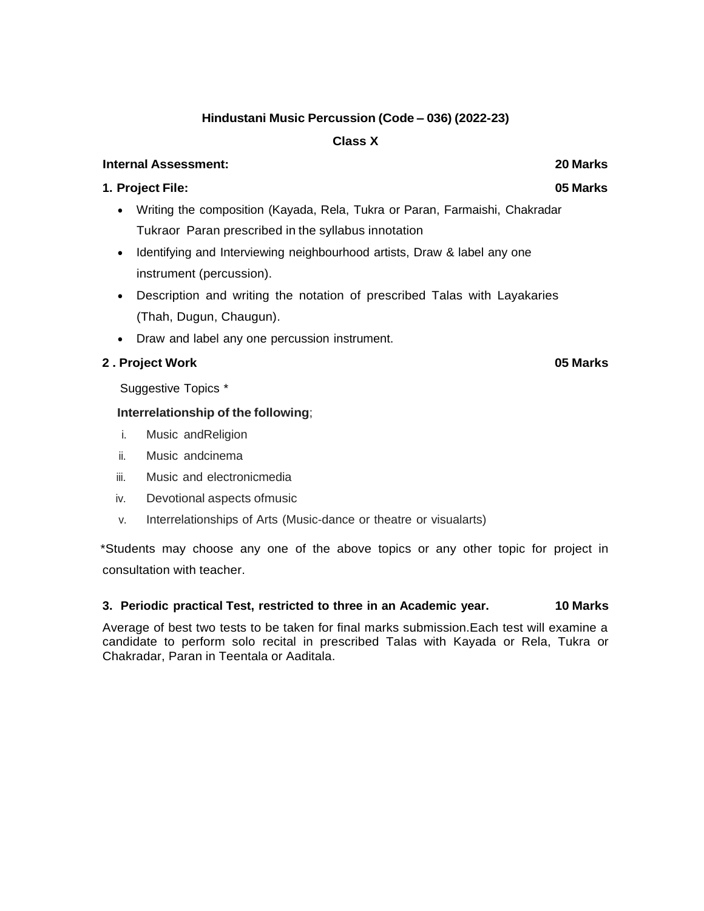**Hindustani Music Percussion (Code – 036) (2022-23)**

**Class X**

**Internal Assessment: 20 Marks**

**1. Project File: 05 Marks**

- Writing the composition (Kayada, Rela, Tukra or Paran, Farmaishi, Chakradar Tukraor Paran prescribed in the syllabus innotation
- Identifying and Interviewing neighbourhood artists, Draw & label any one instrument (percussion).
- Description and writing the notation of prescribed Talas with Layakaries (Thah, Dugun, Chaugun).
- Draw and label any one percussion instrument.

**2 . Project Work 05 Marks**

Suggestive Topics *

**Interrelationship of the following**;

i. Music andReligion
ii. Music andcinema
iii. Music and electronicmedia
iv. Devotional aspects ofmusic
v. Interrelationships of Arts (Music-dance or theatre or visualarts)

*Students may choose any one of the above topics or any other topic for project in consultation with teacher.

**3. Periodic practical Test, restricted to three in an Academic year. 10 Marks**

Average of best two tests to be taken for final marks submission.Each test will examine a candidate to perform solo recital in prescribed Talas with Kayada or Rela, Tukra or Chakradar, Paran in Teentala or Aaditala.